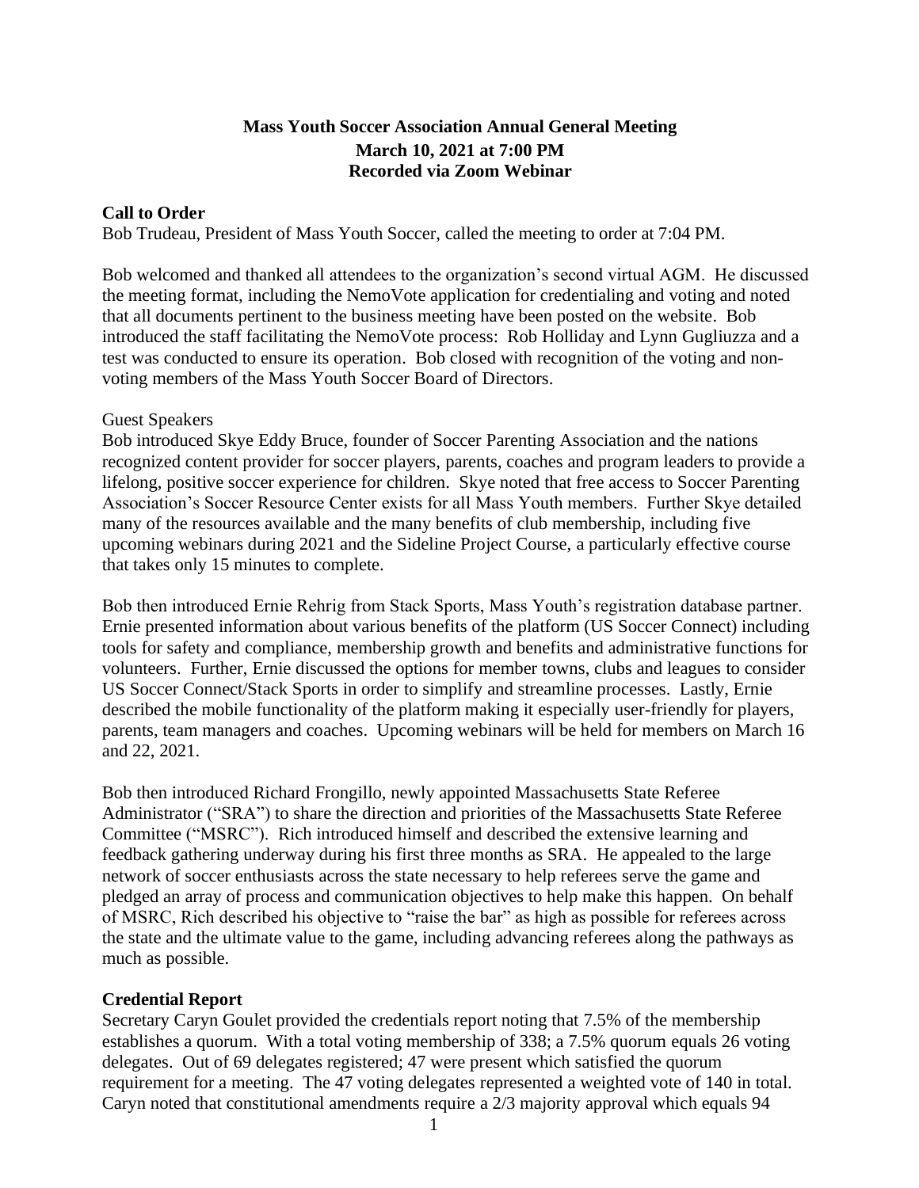**Mass Youth Soccer Association Annual General Meeting**
**March 10, 2021 at 7:00 PM**
**Recorded via Zoom Webinar**

**Call to Order**

Bob Trudeau, President of Mass Youth Soccer, called the meeting to order at 7:04 PM.

Bob welcomed and thanked all attendees to the organization's second virtual AGM. He discussed the meeting format, including the NemoVote application for credentialing and voting and noted that all documents pertinent to the business meeting have been posted on the website. Bob introduced the staff facilitating the NemoVote process: Rob Holliday and Lynn Gugliuzza and a test was conducted to ensure its operation. Bob closed with recognition of the voting and non-voting members of the Mass Youth Soccer Board of Directors.

Guest Speakers

Bob introduced Skye Eddy Bruce, founder of Soccer Parenting Association and the nations recognized content provider for soccer players, parents, coaches and program leaders to provide a lifelong, positive soccer experience for children. Skye noted that free access to Soccer Parenting Association's Soccer Resource Center exists for all Mass Youth members. Further Skye detailed many of the resources available and the many benefits of club membership, including five upcoming webinars during 2021 and the Sideline Project Course, a particularly effective course that takes only 15 minutes to complete.

Bob then introduced Ernie Rehrig from Stack Sports, Mass Youth's registration database partner. Ernie presented information about various benefits of the platform (US Soccer Connect) including tools for safety and compliance, membership growth and benefits and administrative functions for volunteers. Further, Ernie discussed the options for member towns, clubs and leagues to consider US Soccer Connect/Stack Sports in order to simplify and streamline processes. Lastly, Ernie described the mobile functionality of the platform making it especially user-friendly for players, parents, team managers and coaches. Upcoming webinars will be held for members on March 16 and 22, 2021.

Bob then introduced Richard Frongillo, newly appointed Massachusetts State Referee Administrator ("SRA") to share the direction and priorities of the Massachusetts State Referee Committee ("MSRC"). Rich introduced himself and described the extensive learning and feedback gathering underway during his first three months as SRA. He appealed to the large network of soccer enthusiasts across the state necessary to help referees serve the game and pledged an array of process and communication objectives to help make this happen. On behalf of MSRC, Rich described his objective to "raise the bar" as high as possible for referees across the state and the ultimate value to the game, including advancing referees along the pathways as much as possible.

**Credential Report**

Secretary Caryn Goulet provided the credentials report noting that 7.5% of the membership establishes a quorum. With a total voting membership of 338; a 7.5% quorum equals 26 voting delegates. Out of 69 delegates registered; 47 were present which satisfied the quorum requirement for a meeting. The 47 voting delegates represented a weighted vote of 140 in total. Caryn noted that constitutional amendments require a 2/3 majority approval which equals 94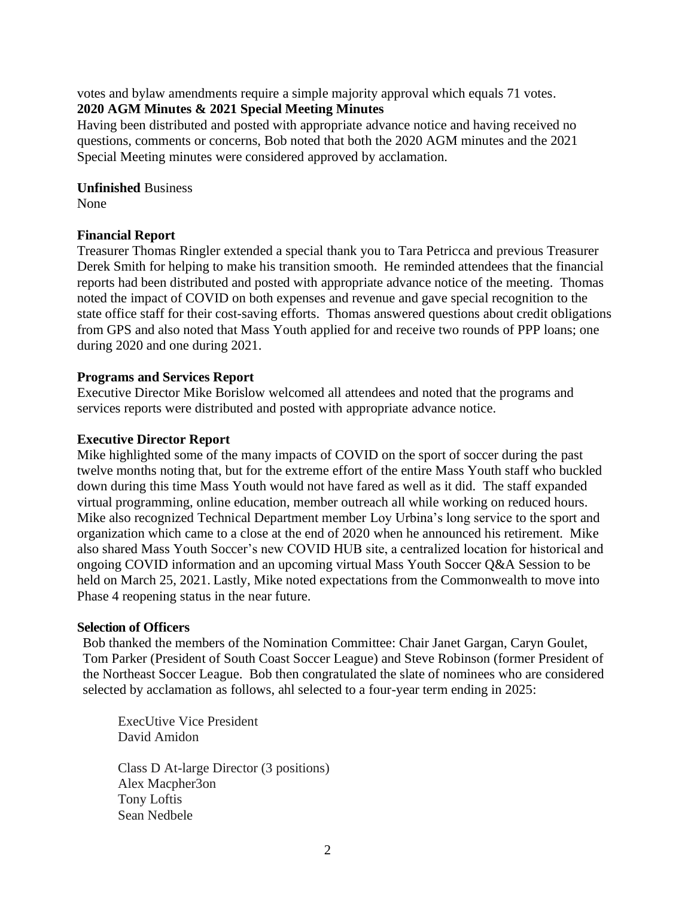votes and bylaw amendments require a simple majority approval which equals 71 votes.

**2020 AGM Minutes & 2021 Special Meeting Minutes**

Having been distributed and posted with appropriate advance notice and having received no questions, comments or concerns, Bob noted that both the 2020 AGM minutes and the 2021 Special Meeting minutes were considered approved by acclamation.

**Unfinished** Business

None

**Financial Report**

Treasurer Thomas Ringler extended a special thank you to Tara Petricca and previous Treasurer Derek Smith for helping to make his transition smooth. He reminded attendees that the financial reports had been distributed and posted with appropriate advance notice of the meeting. Thomas noted the impact of COVID on both expenses and revenue and gave special recognition to the state office staff for their cost-saving efforts. Thomas answered questions about credit obligations from GPS and also noted that Mass Youth applied for and receive two rounds of PPP loans; one during 2020 and one during 2021.

**Programs and Services Report**

Executive Director Mike Borislow welcomed all attendees and noted that the programs and services reports were distributed and posted with appropriate advance notice.

**Executive Director Report**

Mike highlighted some of the many impacts of COVID on the sport of soccer during the past twelve months noting that, but for the extreme effort of the entire Mass Youth staff who buckled down during this time Mass Youth would not have fared as well as it did. The staff expanded virtual programming, online education, member outreach all while working on reduced hours. Mike also recognized Technical Department member Loy Urbina's long service to the sport and organization which came to a close at the end of 2020 when he announced his retirement. Mike also shared Mass Youth Soccer's new COVID HUB site, a centralized location for historical and ongoing COVID information and an upcoming virtual Mass Youth Soccer Q&A Session to be held on March 25, 2021. Lastly, Mike noted expectations from the Commonwealth to move into Phase 4 reopening status in the near future.

**Selection of Officers**

Bob thanked the members of the Nomination Committee: Chair Janet Gargan, Caryn Goulet, Tom Parker (President of South Coast Soccer League) and Steve Robinson (former President of the Northeast Soccer League. Bob then congratulated the slate of nominees who are considered selected by acclamation as follows, ahl selected to a four-year term ending in 2025:

ExecUtive Vice President
David Amidon

Class D At-large Director (3 positions)
Alex Macpher3on
Tony Loftis
Sean Nedbele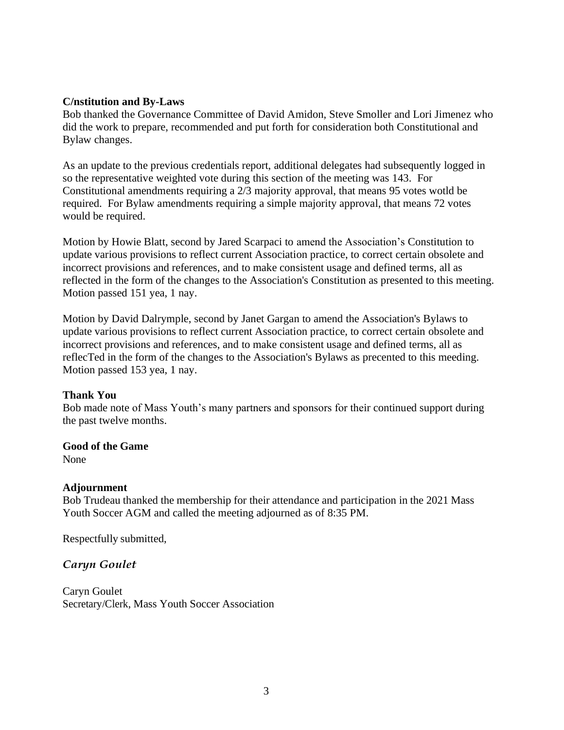**C/nstitution and By-Laws**
Bob thanked the Governance Committee of David Amidon, Steve Smoller and Lori Jimenez who did the work to prepare, recommended and put forth for consideration both Constitutional and Bylaw changes.

As an update to the previous credentials report, additional delegates had subsequently logged in so the representative weighted vote during this section of the meeting was 143. For Constitutional amendments requiring a 2/3 majority approval, that means 95 votes wotld be required. For Bylaw amendments requiring a simple majority approval, that means 72 votes would be required.

Motion by Howie Blatt, second by Jared Scarpaci to amend the Association's Constitution to update various provisions to reflect current Association practice, to correct certain obsolete and incorrect provisions and references, and to make consistent usage and defined terms, all as reflected in the form of the changes to the Association's Constitution as presented to this meeting. Motion passed 151 yea, 1 nay.

Motion by David Dalrymple, second by Janet Gargan to amend the Association's Bylaws to update various provisions to reflect current Association practice, to correct certain obsolete and incorrect provisions and references, and to make consistent usage and defined terms, all as reflecTed in the form of the changes to the Association's Bylaws as precented to this meeding. Motion passed 153 yea, 1 nay.

**Thank You**
Bob made note of Mass Youth's many partners and sponsors for their continued support during the past twelve months.

**Good of the Game**
None

**Adjournment**
Bob Trudeau thanked the membership for their attendance and participation in the 2021 Mass Youth Soccer AGM and called the meeting adjourned as of 8:35 PM.

Respectfully submitted,

*Caryn Goulet*

Caryn Goulet
Secretary/Clerk, Mass Youth Soccer Association